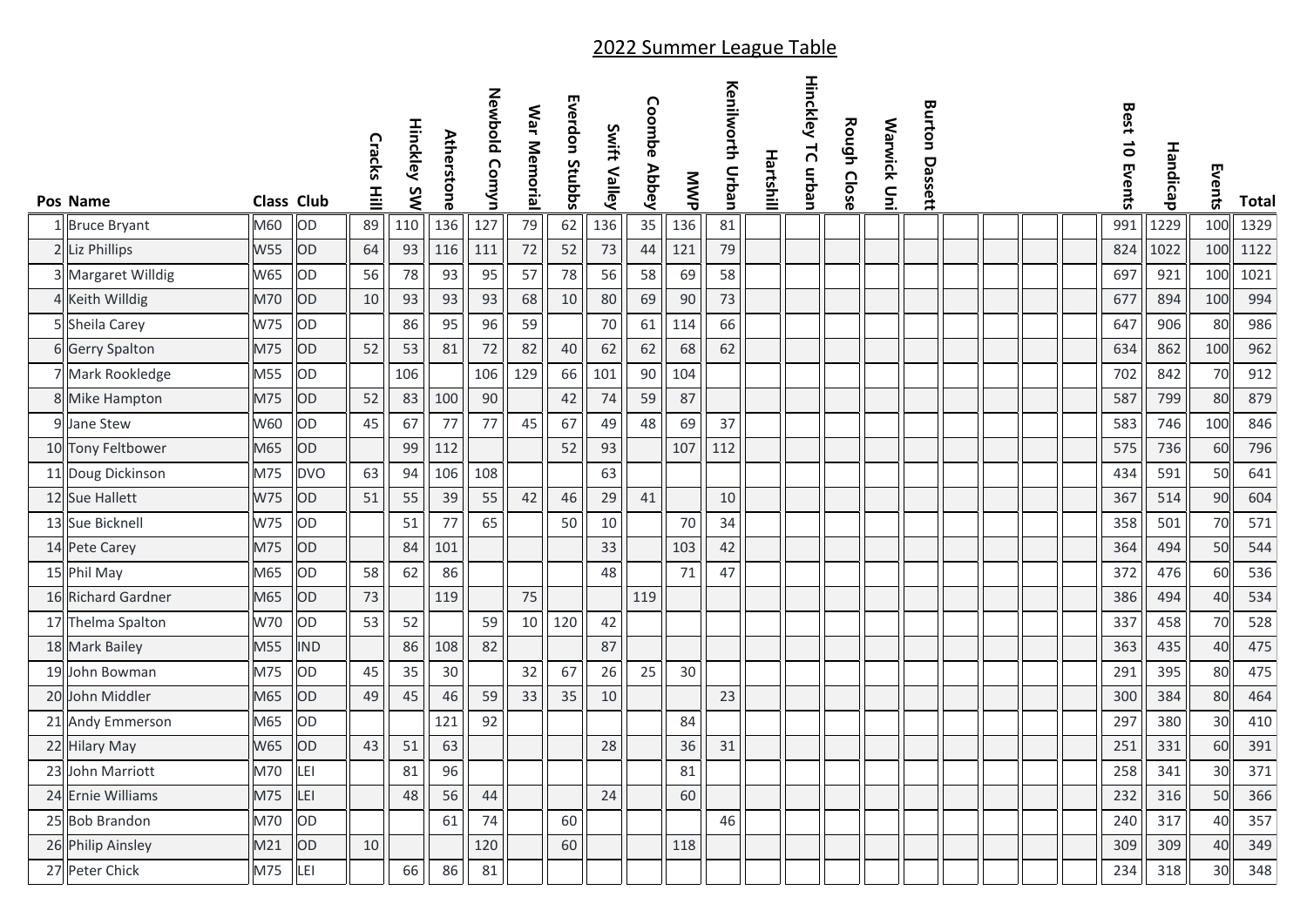## 2022 Summer League Table

| Pos | Name | Class | Club | Cracks Hill | Hinckley SW | Atherstone | Newbold Comyn | War Memorial | Everdon Stubbs | Swift Valley | Coombe Abbey | MWP | Kenilworth Urban | Hartshill | Hinckley TC urban | Rough Close | Warwick Uni | Burton Dassett | | | | | Best 10 Events | Handicap | Events | Total |
|---|---|---|---|---|---|---|---|---|---|---|---|---|---|---|---|---|---|---|---|---|---|---|---|---|---|---|
| 1 | Bruce Bryant | M60 | OD | 89 | 110 | 136 | 127 | 79 | 62 | 136 | 35 | 136 | 81 | | | | | | | | | | 991 | 1229 | 100 | 1329 |
| 2 | Liz Phillips | W55 | OD | 64 | 93 | 116 | 111 | 72 | 52 | 73 | 44 | 121 | 79 | | | | | | | | | | 824 | 1022 | 100 | 1122 |
| 3 | Margaret Willdig | W65 | OD | 56 | 78 | 93 | 95 | 57 | 78 | 56 | 58 | 69 | 58 | | | | | | | | | | 697 | 921 | 100 | 1021 |
| 4 | Keith Willdig | M70 | OD | 10 | 93 | 93 | 93 | 68 | 10 | 80 | 69 | 90 | 73 | | | | | | | | | | 677 | 894 | 100 | 994 |
| 5 | Sheila Carey | W75 | OD | | 86 | 95 | 96 | 59 | | 70 | 61 | 114 | 66 | | | | | | | | | | 647 | 906 | 80 | 986 |
| 6 | Gerry Spalton | M75 | OD | 52 | 53 | 81 | 72 | 82 | 40 | 62 | 62 | 68 | 62 | | | | | | | | | | 634 | 862 | 100 | 962 |
| 7 | Mark Rookledge | M55 | OD | | 106 | | 106 | 129 | 66 | 101 | 90 | 104 | | | | | | | | | | | 702 | 842 | 70 | 912 |
| 8 | Mike Hampton | M75 | OD | 52 | 83 | 100 | 90 | | 42 | 74 | 59 | 87 | | | | | | | | | | | 587 | 799 | 80 | 879 |
| 9 | Jane Stew | W60 | OD | 45 | 67 | 77 | 77 | 45 | 67 | 49 | 48 | 69 | 37 | | | | | | | | | | 583 | 746 | 100 | 846 |
| 10 | Tony Feltbower | M65 | OD | | 99 | 112 | | | 52 | 93 | | 107 | 112 | | | | | | | | | | 575 | 736 | 60 | 796 |
| 11 | Doug Dickinson | M75 | DVO | 63 | 94 | 106 | 108 | | | 63 | | | | | | | | | | | | | 434 | 591 | 50 | 641 |
| 12 | Sue Hallett | W75 | OD | 51 | 55 | 39 | 55 | 42 | 46 | 29 | 41 | | 10 | | | | | | | | | | 367 | 514 | 90 | 604 |
| 13 | Sue Bicknell | W75 | OD | | 51 | 77 | 65 | | 50 | 10 | | 70 | 34 | | | | | | | | | | 358 | 501 | 70 | 571 |
| 14 | Pete Carey | M75 | OD | | 84 | 101 | | | | 33 | | 103 | 42 | | | | | | | | | | 364 | 494 | 50 | 544 |
| 15 | Phil May | M65 | OD | 58 | 62 | 86 | | | | 48 | | 71 | 47 | | | | | | | | | | 372 | 476 | 60 | 536 |
| 16 | Richard Gardner | M65 | OD | 73 | | 119 | | 75 | | | 119 | | | | | | | | | | | | 386 | 494 | 40 | 534 |
| 17 | Thelma Spalton | W70 | OD | 53 | 52 | | 59 | 10 | 120 | 42 | | | | | | | | | | | | | 337 | 458 | 70 | 528 |
| 18 | Mark Bailey | M55 | IND | | 86 | 108 | 82 | | | 87 | | | | | | | | | | | | | 363 | 435 | 40 | 475 |
| 19 | John Bowman | M75 | OD | 45 | 35 | 30 | | 32 | 67 | 26 | 25 | 30 | | | | | | | | | | | 291 | 395 | 80 | 475 |
| 20 | John Middler | M65 | OD | 49 | 45 | 46 | 59 | 33 | 35 | 10 | | | 23 | | | | | | | | | | 300 | 384 | 80 | 464 |
| 21 | Andy Emmerson | M65 | OD | | | 121 | 92 | | | | | 84 | | | | | | | | | | | 297 | 380 | 30 | 410 |
| 22 | Hilary May | W65 | OD | 43 | 51 | 63 | | | | 28 | | 36 | 31 | | | | | | | | | | 251 | 331 | 60 | 391 |
| 23 | John Marriott | M70 | LEI | | 81 | 96 | | | | | | 81 | | | | | | | | | | | 258 | 341 | 30 | 371 |
| 24 | Ernie Williams | M75 | LEI | | 48 | 56 | 44 | | | 24 | | 60 | | | | | | | | | | | 232 | 316 | 50 | 366 |
| 25 | Bob Brandon | M70 | OD | | | 61 | 74 | | 60 | | | | 46 | | | | | | | | | | 240 | 317 | 40 | 357 |
| 26 | Philip Ainsley | M21 | OD | 10 | | | 120 | | 60 | | | 118 | | | | | | | | | | | 309 | 309 | 40 | 349 |
| 27 | Peter Chick | M75 | LEI | | 66 | 86 | 81 | | | | | | | | | | | | | | | | 234 | 318 | 30 | 348 |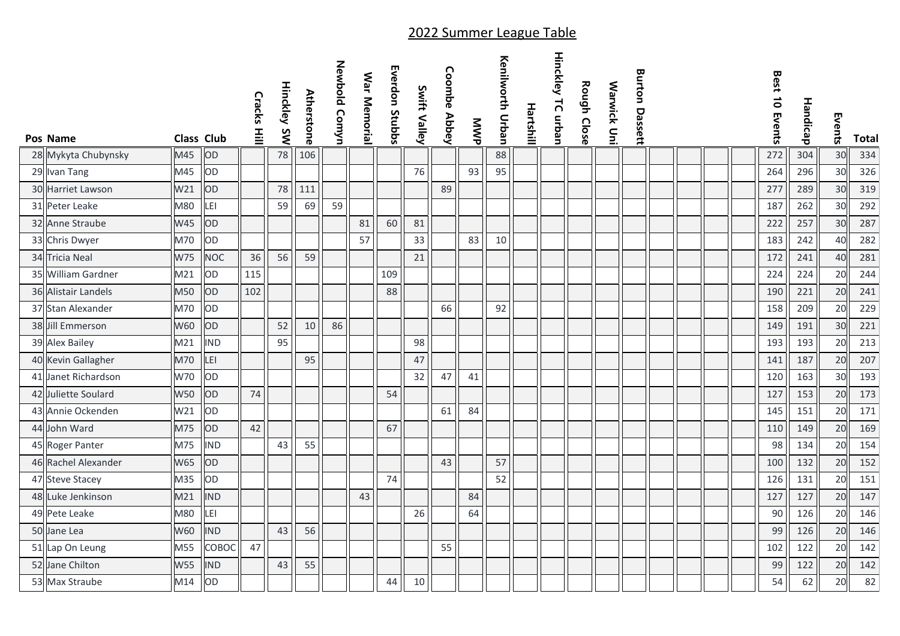## 2022 Summer League Table

| Pos | Name | Class | Club | Cracks Hill | Hinckley SW | Atherstone | Newbold Comyn | War Memorial | Everdon Stubbs | Swift Valley | Coombe Abbey | MWP | Kenilworth Urban | Hartshill | Hinckley TC urban | Rough Close | Warwick Uni | Burton Dassett | | | | | Best 10 Events | Handicap | Events | Total |
|---|---|---|---|---|---|---|---|---|---|---|---|---|---|---|---|---|---|---|---|---|---|---|---|---|---|---|
| 28 | Mykyta Chubynsky | M45 | OD | | 78 | 106 | | | | | | | 88 | | | | | | | | | | 272 | 304 | 30 | 334 |
| 29 | Ivan Tang | M45 | OD | | | | | | | 76 | | 93 | 95 | | | | | | | | | | 264 | 296 | 30 | 326 |
| 30 | Harriet Lawson | W21 | OD | | 78 | 111 | | | | | 89 | | | | | | | | | | | | 277 | 289 | 30 | 319 |
| 31 | Peter Leake | M80 | LEI | | 59 | 69 | 59 | | | | | | | | | | | | | | | | 187 | 262 | 30 | 292 |
| 32 | Anne Straube | W45 | OD | | | | | 81 | 60 | 81 | | | | | | | | | | | | | 222 | 257 | 30 | 287 |
| 33 | Chris Dwyer | M70 | OD | | | | | 57 | | 33 | | 83 | 10 | | | | | | | | | | 183 | 242 | 40 | 282 |
| 34 | Tricia Neal | W75 | NOC | 36 | 56 | 59 | | | | 21 | | | | | | | | | | | | | 172 | 241 | 40 | 281 |
| 35 | William Gardner | M21 | OD | 115 | | | | | 109 | | | | | | | | | | | | | | 224 | 224 | 20 | 244 |
| 36 | Alistair Landels | M50 | OD | 102 | | | | | 88 | | | | | | | | | | | | | | 190 | 221 | 20 | 241 |
| 37 | Stan Alexander | M70 | OD | | | | | | | | 66 | | 92 | | | | | | | | | | 158 | 209 | 20 | 229 |
| 38 | Jill Emmerson | W60 | OD | | 52 | 10 | 86 | | | | | | | | | | | | | | | | 149 | 191 | 30 | 221 |
| 39 | Alex Bailey | M21 | IND | | 95 | | | | | 98 | | | | | | | | | | | | | 193 | 193 | 20 | 213 |
| 40 | Kevin Gallagher | M70 | LEI | | | 95 | | | | 47 | | | | | | | | | | | | | 141 | 187 | 20 | 207 |
| 41 | Janet Richardson | W70 | OD | | | | | | | 32 | 47 | 41 | | | | | | | | | | | 120 | 163 | 30 | 193 |
| 42 | Juliette Soulard | W50 | OD | 74 | | | | | 54 | | | | | | | | | | | | | | 127 | 153 | 20 | 173 |
| 43 | Annie Ockenden | W21 | OD | | | | | | | | 61 | 84 | | | | | | | | | | | 145 | 151 | 20 | 171 |
| 44 | John Ward | M75 | OD | 42 | | | | | 67 | | | | | | | | | | | | | | 110 | 149 | 20 | 169 |
| 45 | Roger Panter | M75 | IND | | 43 | 55 | | | | | | | | | | | | | | | | | 98 | 134 | 20 | 154 |
| 46 | Rachel Alexander | W65 | OD | | | | | | | | 43 | | 57 | | | | | | | | | | 100 | 132 | 20 | 152 |
| 47 | Steve Stacey | M35 | OD | | | | | | 74 | | | | 52 | | | | | | | | | | 126 | 131 | 20 | 151 |
| 48 | Luke Jenkinson | M21 | IND | | | | | 43 | | | | 84 | | | | | | | | | | | 127 | 127 | 20 | 147 |
| 49 | Pete Leake | M80 | LEI | | | | | | | 26 | | 64 | | | | | | | | | | | 90 | 126 | 20 | 146 |
| 50 | Jane Lea | W60 | IND | | 43 | 56 | | | | | | | | | | | | | | | | | 99 | 126 | 20 | 146 |
| 51 | Lap On Leung | M55 | COBOC | 47 | | | | | | | 55 | | | | | | | | | | | | 102 | 122 | 20 | 142 |
| 52 | Jane Chilton | W55 | IND | | 43 | 55 | | | | | | | | | | | | | | | | | 99 | 122 | 20 | 142 |
| 53 | Max Straube | M14 | OD | | | | | | 44 | 10 | | | | | | | | | | | | | 54 | 62 | 20 | 82 |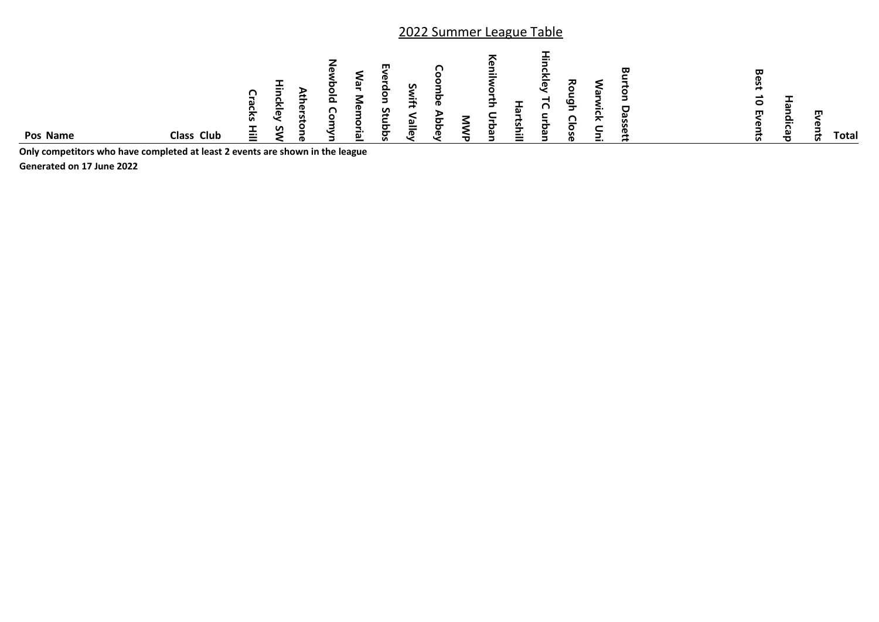## 2022 Summer League Table

| Pos | Name | Class | Club | Cracks Hill | Hinckley SW | Atherstone | Newbold Comyn | War Memorial | Everdon Stubbs | Swift Valley | Coombe Abbey | MWP | Kenilworth Urban | Hartshill | Hinckley TC urban | Rough Close | Warwick Uni | Burton Dassett | Best 10 Events | Handicap | Events | Total |
|---|---|---|---|---|---|---|---|---|---|---|---|---|---|---|---|---|---|---|---|---|---|---|

**Only competitors who have completed at least 2 events are shown in the league**

**Generated on 17 June 2022**